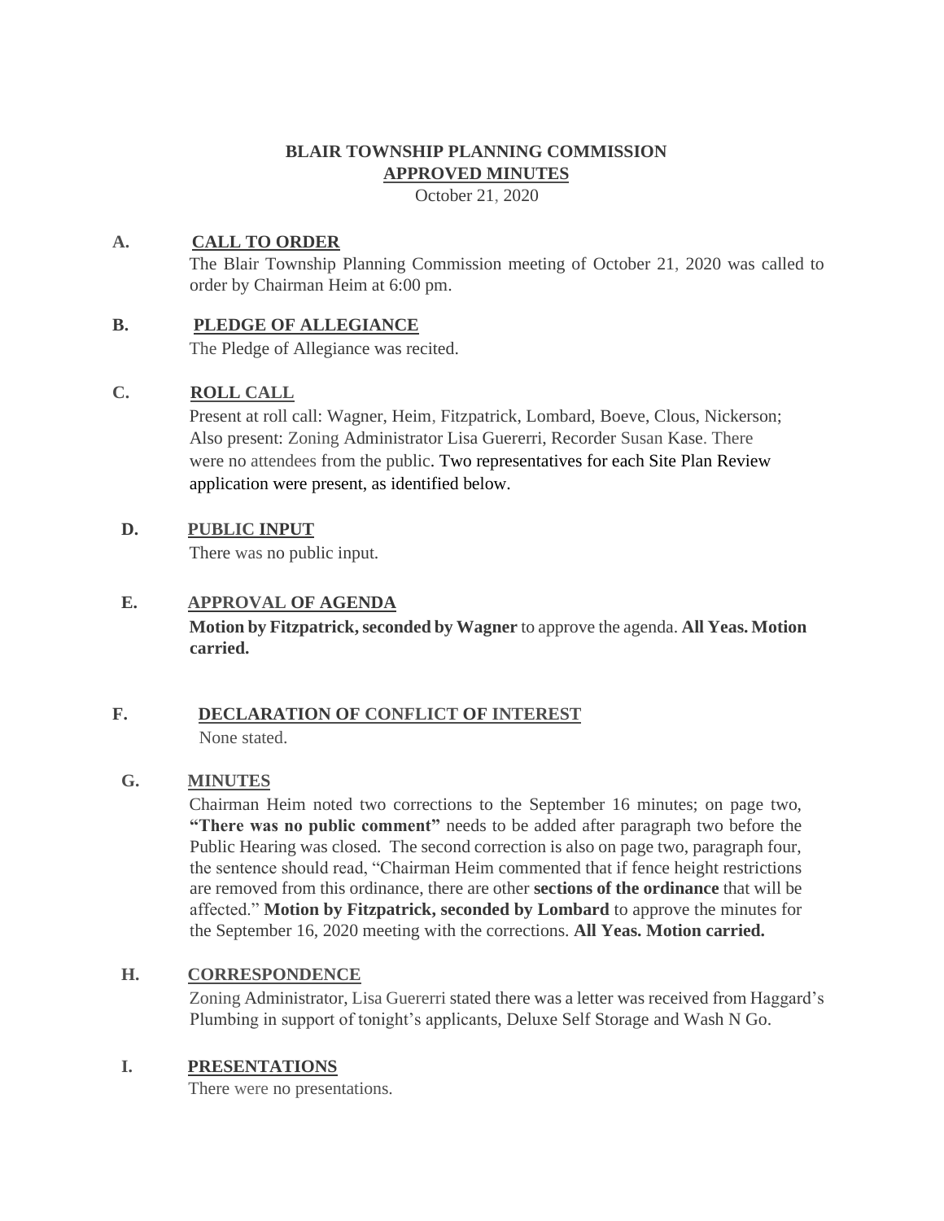# BLAIR TOWNSHIP PLANNING COMMISSION

## APPROVED MINUTES

October 21, 2020

**A. CALL TO ORDER**

The Blair Township Planning Commission meeting of October 21, 2020 was called to order by Chairman Heim at 6:00 pm.

**B. PLEDGE OF ALLEGIANCE**

The Pledge of Allegiance was recited.

**C. ROLL CALL**

Present at roll call: Wagner, Heim, Fitzpatrick, Lombard, Boeve, Clous, Nickerson; Also present: Zoning Administrator Lisa Guererri, Recorder Susan Kase. There were no attendees from the public. Two representatives for each Site Plan Review application were present, as identified below.

**D. PUBLIC INPUT**

There was no public input.

**E. APPROVAL OF AGENDA**

**Motion by Fitzpatrick, seconded by Wagner** to approve the agenda. **All Yeas. Motion carried.**

**F. DECLARATION OF CONFLICT OF INTEREST**

None stated.

**G. MINUTES**

Chairman Heim noted two corrections to the September 16 minutes; on page two, **"There was no public comment"** needs to be added after paragraph two before the Public Hearing was closed. The second correction is also on page two, paragraph four, the sentence should read, "Chairman Heim commented that if fence height restrictions are removed from this ordinance, there are other **sections of the ordinance** that will be affected." **Motion by Fitzpatrick, seconded by Lombard** to approve the minutes for the September 16, 2020 meeting with the corrections. **All Yeas. Motion carried.**

**H. CORRESPONDENCE**

Zoning Administrator, Lisa Guererri stated there was a letter was received from Haggard's Plumbing in support of tonight's applicants, Deluxe Self Storage and Wash N Go.

**I. PRESENTATIONS**

There were no presentations.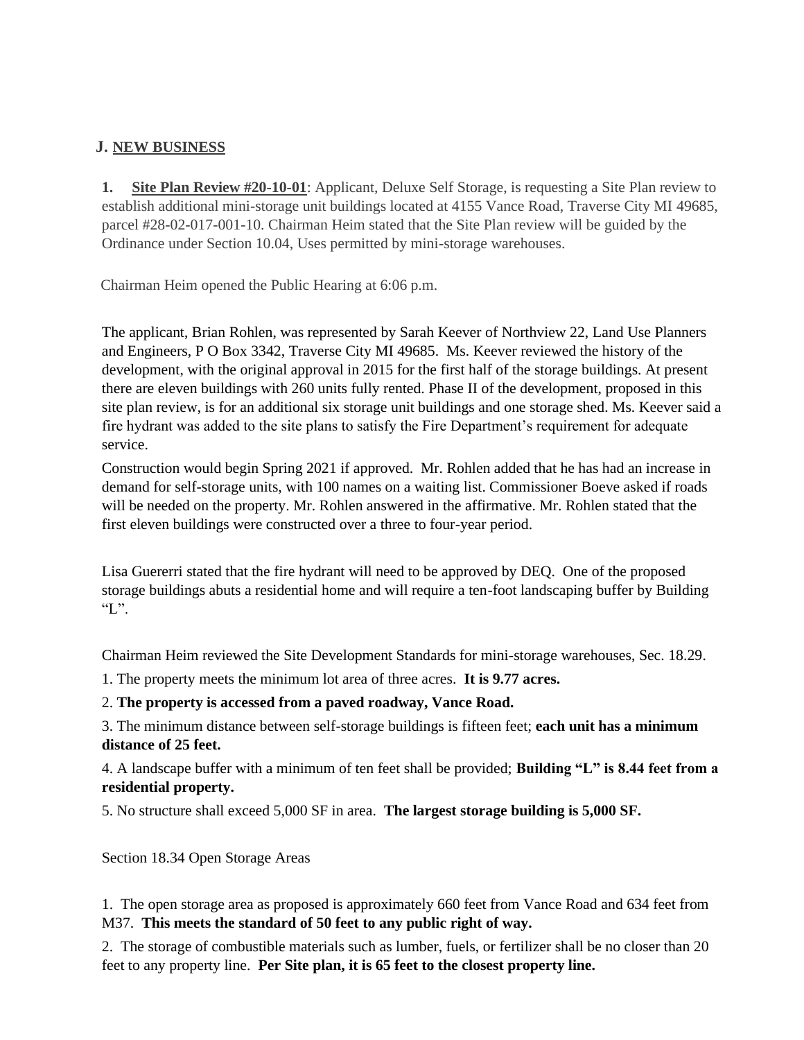## J. NEW BUSINESS

**1. Site Plan Review #20-10-01**: Applicant, Deluxe Self Storage, is requesting a Site Plan review to establish additional mini-storage unit buildings located at 4155 Vance Road, Traverse City MI 49685, parcel #28-02-017-001-10. Chairman Heim stated that the Site Plan review will be guided by the Ordinance under Section 10.04, Uses permitted by mini-storage warehouses.

Chairman Heim opened the Public Hearing at 6:06 p.m.

The applicant, Brian Rohlen, was represented by Sarah Keever of Northview 22, Land Use Planners and Engineers, P O Box 3342, Traverse City MI 49685. Ms. Keever reviewed the history of the development, with the original approval in 2015 for the first half of the storage buildings. At present there are eleven buildings with 260 units fully rented. Phase II of the development, proposed in this site plan review, is for an additional six storage unit buildings and one storage shed. Ms. Keever said a fire hydrant was added to the site plans to satisfy the Fire Department's requirement for adequate service.

Construction would begin Spring 2021 if approved. Mr. Rohlen added that he has had an increase in demand for self-storage units, with 100 names on a waiting list. Commissioner Boeve asked if roads will be needed on the property. Mr. Rohlen answered in the affirmative. Mr. Rohlen stated that the first eleven buildings were constructed over a three to four-year period.

Lisa Guererri stated that the fire hydrant will need to be approved by DEQ. One of the proposed storage buildings abuts a residential home and will require a ten-foot landscaping buffer by Building "L".

Chairman Heim reviewed the Site Development Standards for mini-storage warehouses, Sec. 18.29.

1. The property meets the minimum lot area of three acres. **It is 9.77 acres.**

2. **The property is accessed from a paved roadway, Vance Road.**

3. The minimum distance between self-storage buildings is fifteen feet; **each unit has a minimum distance of 25 feet.**

4. A landscape buffer with a minimum of ten feet shall be provided; **Building "L" is 8.44 feet from a residential property.**

5. No structure shall exceed 5,000 SF in area. **The largest storage building is 5,000 SF.**

Section 18.34 Open Storage Areas

1. The open storage area as proposed is approximately 660 feet from Vance Road and 634 feet from M37. **This meets the standard of 50 feet to any public right of way.**

2. The storage of combustible materials such as lumber, fuels, or fertilizer shall be no closer than 20 feet to any property line. **Per Site plan, it is 65 feet to the closest property line.**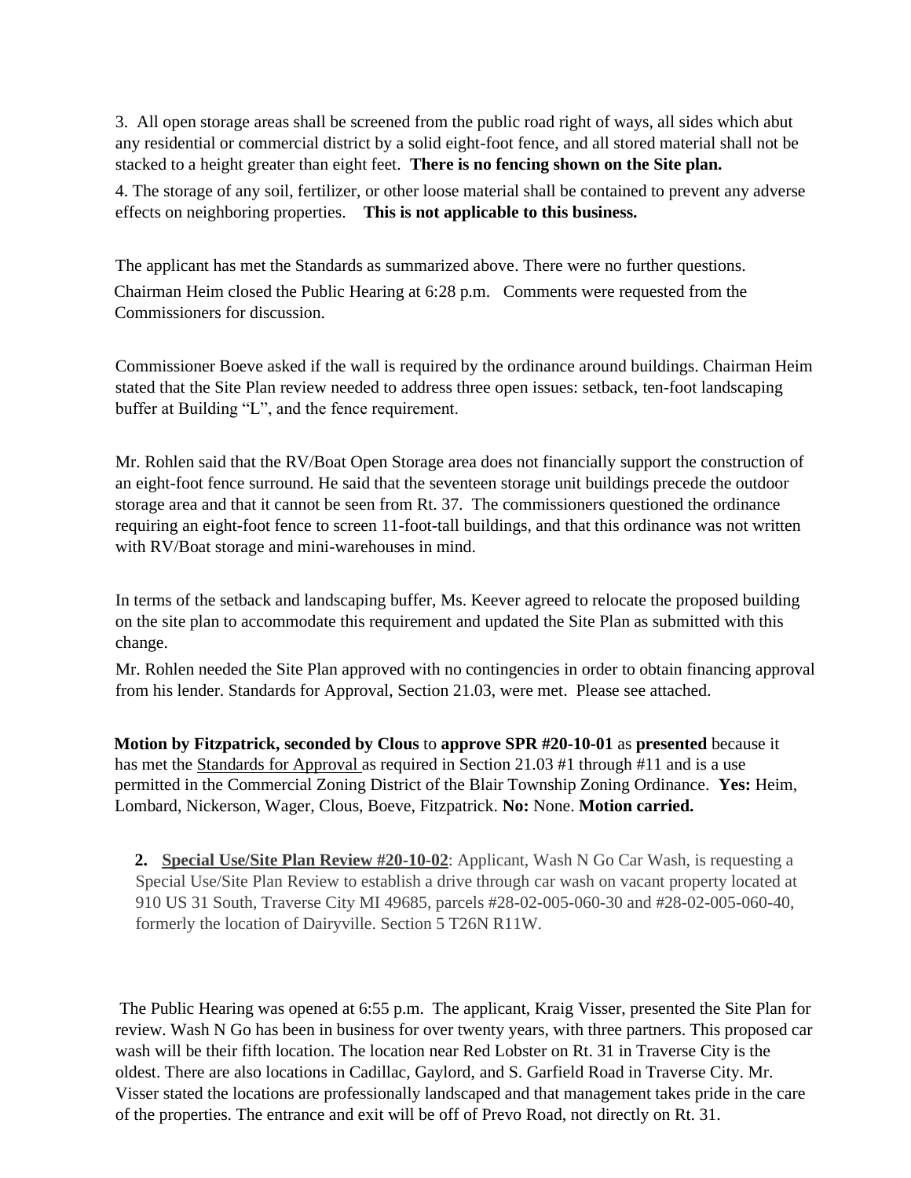3. All open storage areas shall be screened from the public road right of ways, all sides which abut any residential or commercial district by a solid eight-foot fence, and all stored material shall not be stacked to a height greater than eight feet. **There is no fencing shown on the Site plan.**

4. The storage of any soil, fertilizer, or other loose material shall be contained to prevent any adverse effects on neighboring properties. **This is not applicable to this business.**

The applicant has met the Standards as summarized above. There were no further questions. Chairman Heim closed the Public Hearing at 6:28 p.m. Comments were requested from the Commissioners for discussion.

Commissioner Boeve asked if the wall is required by the ordinance around buildings. Chairman Heim stated that the Site Plan review needed to address three open issues: setback, ten-foot landscaping buffer at Building "L", and the fence requirement.

Mr. Rohlen said that the RV/Boat Open Storage area does not financially support the construction of an eight-foot fence surround. He said that the seventeen storage unit buildings precede the outdoor storage area and that it cannot be seen from Rt. 37. The commissioners questioned the ordinance requiring an eight-foot fence to screen 11-foot-tall buildings, and that this ordinance was not written with RV/Boat storage and mini-warehouses in mind.

In terms of the setback and landscaping buffer, Ms. Keever agreed to relocate the proposed building on the site plan to accommodate this requirement and updated the Site Plan as submitted with this change.

Mr. Rohlen needed the Site Plan approved with no contingencies in order to obtain financing approval from his lender. Standards for Approval, Section 21.03, were met. Please see attached.

**Motion by Fitzpatrick, seconded by Clous** to **approve SPR #20-10-01** as **presented** because it has met the Standards for Approval as required in Section 21.03 #1 through #11 and is a use permitted in the Commercial Zoning District of the Blair Township Zoning Ordinance. **Yes:** Heim, Lombard, Nickerson, Wager, Clous, Boeve, Fitzpatrick. **No:** None. **Motion carried.**

**2. Special Use/Site Plan Review #20-10-02**: Applicant, Wash N Go Car Wash, is requesting a Special Use/Site Plan Review to establish a drive through car wash on vacant property located at 910 US 31 South, Traverse City MI 49685, parcels #28-02-005-060-30 and #28-02-005-060-40, formerly the location of Dairyville. Section 5 T26N R11W.

The Public Hearing was opened at 6:55 p.m. The applicant, Kraig Visser, presented the Site Plan for review. Wash N Go has been in business for over twenty years, with three partners. This proposed car wash will be their fifth location. The location near Red Lobster on Rt. 31 in Traverse City is the oldest. There are also locations in Cadillac, Gaylord, and S. Garfield Road in Traverse City. Mr. Visser stated the locations are professionally landscaped and that management takes pride in the care of the properties. The entrance and exit will be off of Prevo Road, not directly on Rt. 31.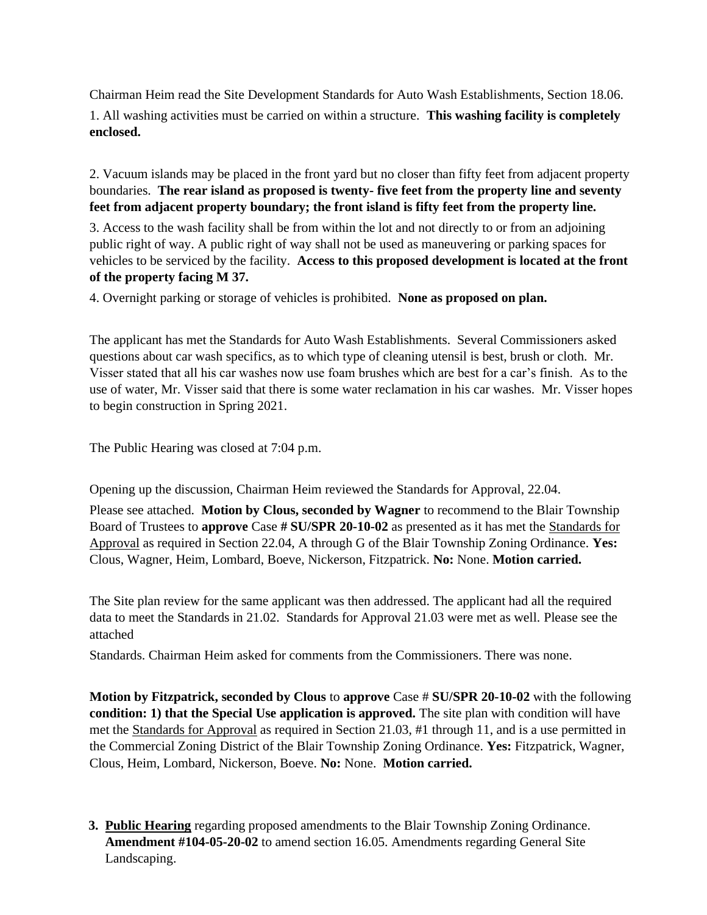Chairman Heim read the Site Development Standards for Auto Wash Establishments, Section 18.06.

1. All washing activities must be carried on within a structure. **This washing facility is completely enclosed.**

2. Vacuum islands may be placed in the front yard but no closer than fifty feet from adjacent property boundaries. **The rear island as proposed is twenty- five feet from the property line and seventy feet from adjacent property boundary; the front island is fifty feet from the property line.**

3. Access to the wash facility shall be from within the lot and not directly to or from an adjoining public right of way. A public right of way shall not be used as maneuvering or parking spaces for vehicles to be serviced by the facility. **Access to this proposed development is located at the front of the property facing M 37.**

4. Overnight parking or storage of vehicles is prohibited. **None as proposed on plan.**

The applicant has met the Standards for Auto Wash Establishments. Several Commissioners asked questions about car wash specifics, as to which type of cleaning utensil is best, brush or cloth. Mr. Visser stated that all his car washes now use foam brushes which are best for a car's finish. As to the use of water, Mr. Visser said that there is some water reclamation in his car washes. Mr. Visser hopes to begin construction in Spring 2021.

The Public Hearing was closed at 7:04 p.m.

Opening up the discussion, Chairman Heim reviewed the Standards for Approval, 22.04.

Please see attached. **Motion by Clous, seconded by Wagner** to recommend to the Blair Township Board of Trustees to **approve** Case **# SU/SPR 20-10-02** as presented as it has met the Standards for Approval as required in Section 22.04, A through G of the Blair Township Zoning Ordinance. **Yes:** Clous, Wagner, Heim, Lombard, Boeve, Nickerson, Fitzpatrick. **No:** None. **Motion carried.**

The Site plan review for the same applicant was then addressed. The applicant had all the required data to meet the Standards in 21.02. Standards for Approval 21.03 were met as well. Please see the attached

Standards. Chairman Heim asked for comments from the Commissioners. There was none.

**Motion by Fitzpatrick, seconded by Clous** to **approve** Case # **SU/SPR 20-10-02** with the following **condition: 1) that the Special Use application is approved.** The site plan with condition will have met the Standards for Approval as required in Section 21.03, #1 through 11, and is a use permitted in the Commercial Zoning District of the Blair Township Zoning Ordinance. **Yes:** Fitzpatrick, Wagner, Clous, Heim, Lombard, Nickerson, Boeve. **No:** None. **Motion carried.**

3. **Public Hearing** regarding proposed amendments to the Blair Township Zoning Ordinance. **Amendment #104-05-20-02** to amend section 16.05. Amendments regarding General Site Landscaping.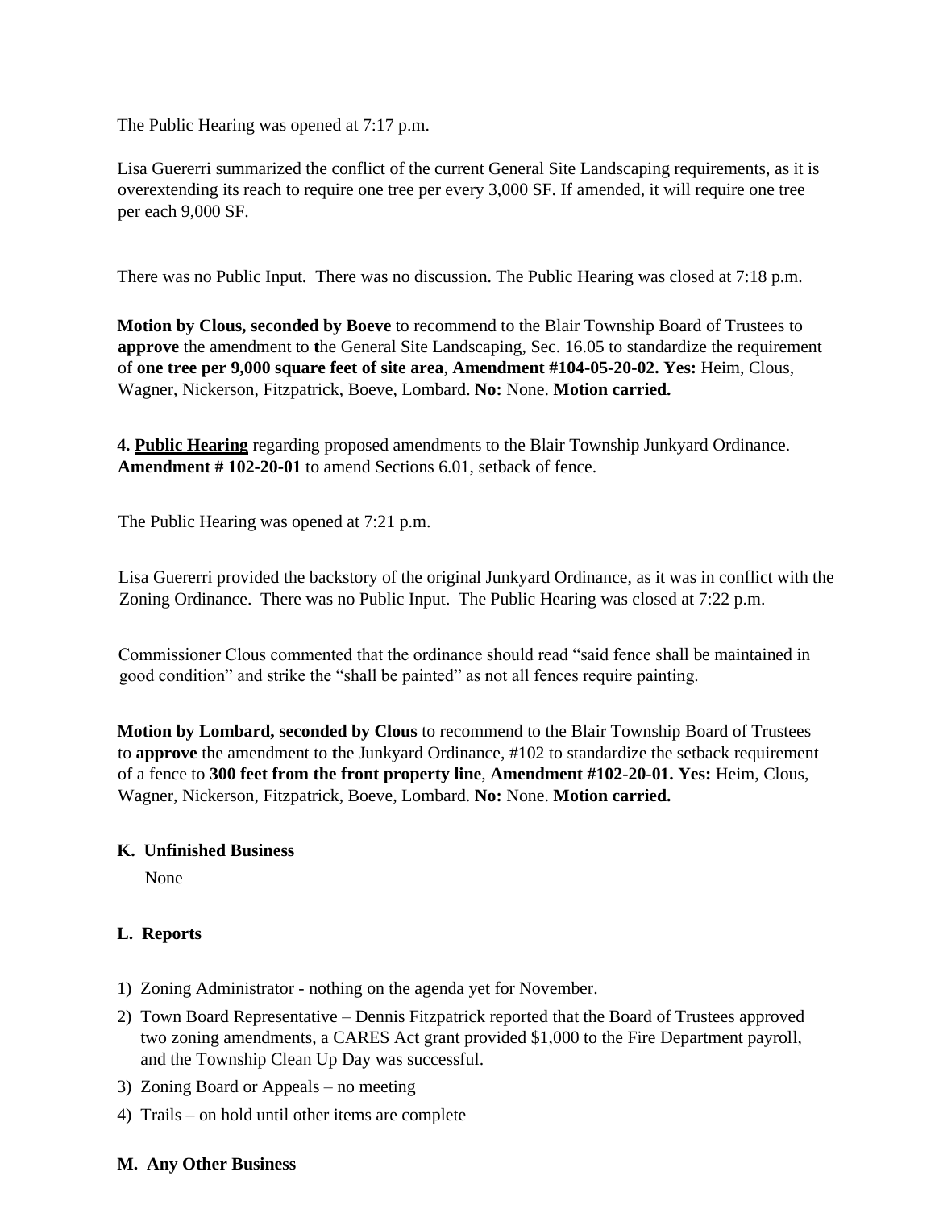The Public Hearing was opened at 7:17 p.m.

Lisa Guererri summarized the conflict of the current General Site Landscaping requirements, as it is overextending its reach to require one tree per every 3,000 SF. If amended, it will require one tree per each 9,000 SF.

There was no Public Input. There was no discussion. The Public Hearing was closed at 7:18 p.m.

**Motion by Clous, seconded by Boeve** to recommend to the Blair Township Board of Trustees to **approve** the amendment to **t**he General Site Landscaping, Sec. 16.05 to standardize the requirement of **one tree per 9,000 square feet of site area**, **Amendment #104-05-20-02. Yes:** Heim, Clous, Wagner, Nickerson, Fitzpatrick, Boeve, Lombard. **No:** None. **Motion carried.**

**4. <u>Public Hearing</u>** regarding proposed amendments to the Blair Township Junkyard Ordinance. **Amendment # 102-20-01** to amend Sections 6.01, setback of fence.

The Public Hearing was opened at 7:21 p.m.

Lisa Guererri provided the backstory of the original Junkyard Ordinance, as it was in conflict with the Zoning Ordinance. There was no Public Input. The Public Hearing was closed at 7:22 p.m.

Commissioner Clous commented that the ordinance should read "said fence shall be maintained in good condition" and strike the "shall be painted" as not all fences require painting.

**Motion by Lombard, seconded by Clous** to recommend to the Blair Township Board of Trustees to **approve** the amendment to **t**he Junkyard Ordinance, #102 to standardize the setback requirement of a fence to **300 feet from the front property line**, **Amendment #102-20-01. Yes:** Heim, Clous, Wagner, Nickerson, Fitzpatrick, Boeve, Lombard. **No:** None. **Motion carried.**

**K. Unfinished Business**

None

**L. Reports**

1) Zoning Administrator - nothing on the agenda yet for November.
2) Town Board Representative – Dennis Fitzpatrick reported that the Board of Trustees approved two zoning amendments, a CARES Act grant provided $1,000 to the Fire Department payroll, and the Township Clean Up Day was successful.
3) Zoning Board or Appeals – no meeting
4) Trails – on hold until other items are complete

**M. Any Other Business**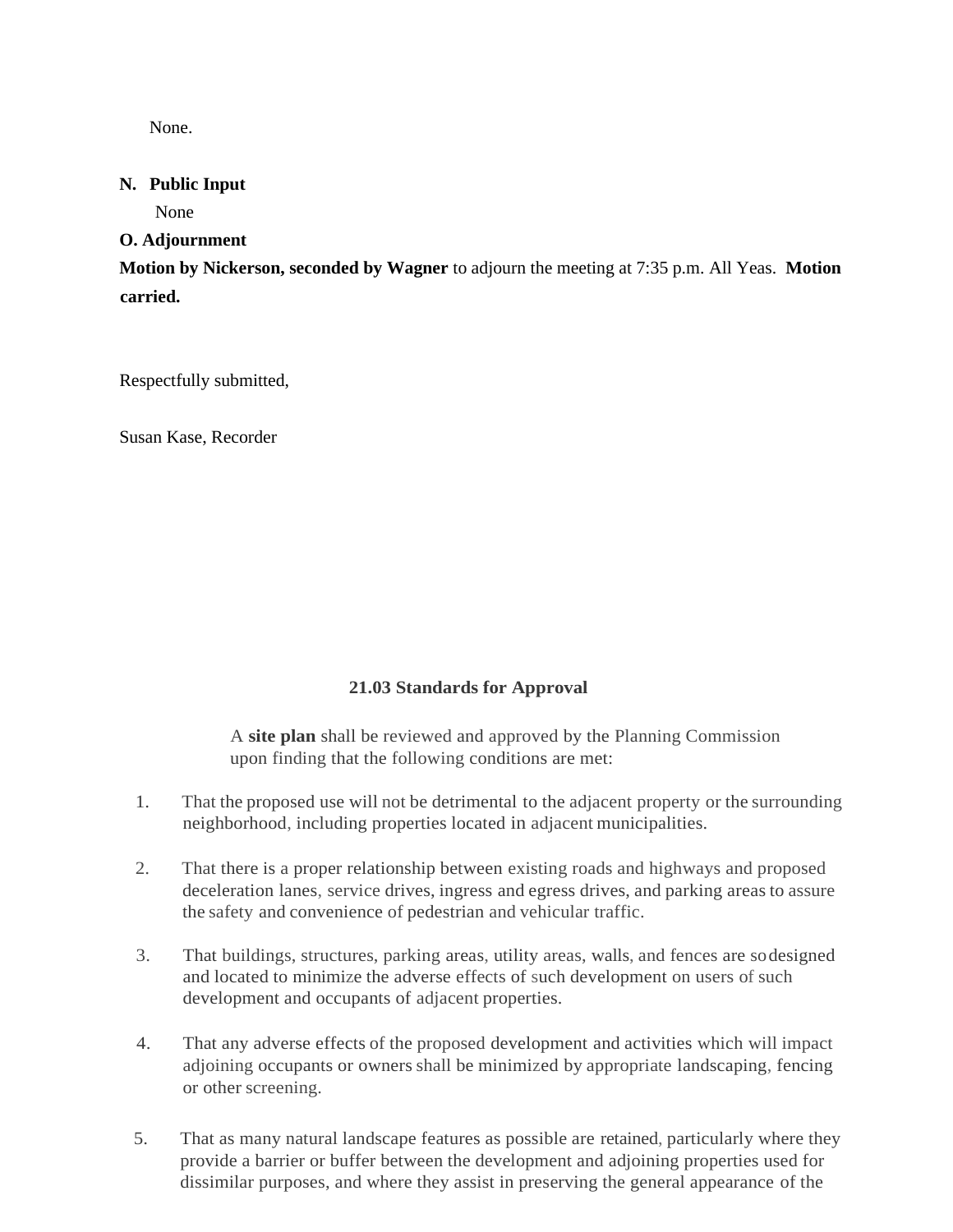None.

**N. Public Input**

None

**O. Adjournment**

**Motion by Nickerson, seconded by Wagner** to adjourn the meeting at 7:35 p.m. All Yeas. **Motion carried.**

Respectfully submitted,

Susan Kase, Recorder

### 21.03 Standards for Approval

A **site plan** shall be reviewed and approved by the Planning Commission upon finding that the following conditions are met:

1. That the proposed use will not be detrimental to the adjacent property or the surrounding neighborhood, including properties located in adjacent municipalities.

2. That there is a proper relationship between existing roads and highways and proposed deceleration lanes, service drives, ingress and egress drives, and parking areas to assure the safety and convenience of pedestrian and vehicular traffic.

3. That buildings, structures, parking areas, utility areas, walls, and fences are so designed and located to minimize the adverse effects of such development on users of such development and occupants of adjacent properties.

4. That any adverse effects of the proposed development and activities which will impact adjoining occupants or owners shall be minimized by appropriate landscaping, fencing or other screening.

5. That as many natural landscape features as possible are retained, particularly where they provide a barrier or buffer between the development and adjoining properties used for dissimilar purposes, and where they assist in preserving the general appearance of the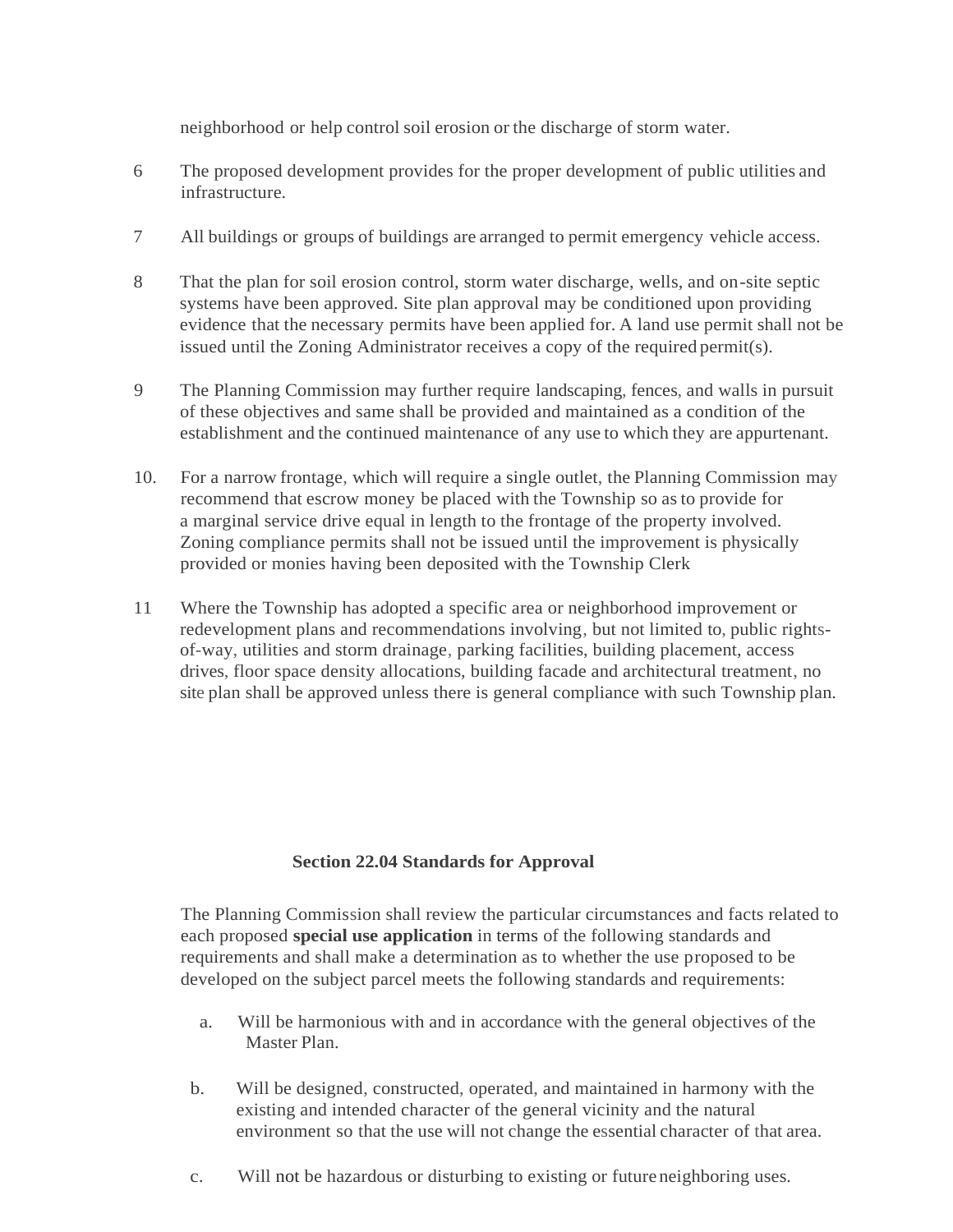neighborhood or help control soil erosion or the discharge of storm water.

6 The proposed development provides for the proper development of public utilities and infrastructure.

7 All buildings or groups of buildings are arranged to permit emergency vehicle access.

8 That the plan for soil erosion control, storm water discharge, wells, and on-site septic systems have been approved. Site plan approval may be conditioned upon providing evidence that the necessary permits have been applied for. A land use permit shall not be issued until the Zoning Administrator receives a copy of the required permit(s).

9 The Planning Commission may further require landscaping, fences, and walls in pursuit of these objectives and same shall be provided and maintained as a condition of the establishment and the continued maintenance of any use to which they are appurtenant.

10. For a narrow frontage, which will require a single outlet, the Planning Commission may recommend that escrow money be placed with the Township so as to provide for a marginal service drive equal in length to the frontage of the property involved. Zoning compliance permits shall not be issued until the improvement is physically provided or monies having been deposited with the Township Clerk

11 Where the Township has adopted a specific area or neighborhood improvement or redevelopment plans and recommendations involving, but not limited to, public rights-of-way, utilities and storm drainage, parking facilities, building placement, access drives, floor space density allocations, building facade and architectural treatment, no site plan shall be approved unless there is general compliance with such Township plan.

## Section 22.04 Standards for Approval

The Planning Commission shall review the particular circumstances and facts related to each proposed **special use application** in terms of the following standards and requirements and shall make a determination as to whether the use proposed to be developed on the subject parcel meets the following standards and requirements:

a. Will be harmonious with and in accordance with the general objectives of the Master Plan.

b. Will be designed, constructed, operated, and maintained in harmony with the existing and intended character of the general vicinity and the natural environment so that the use will not change the essential character of that area.

c. Will not be hazardous or disturbing to existing or future neighboring uses.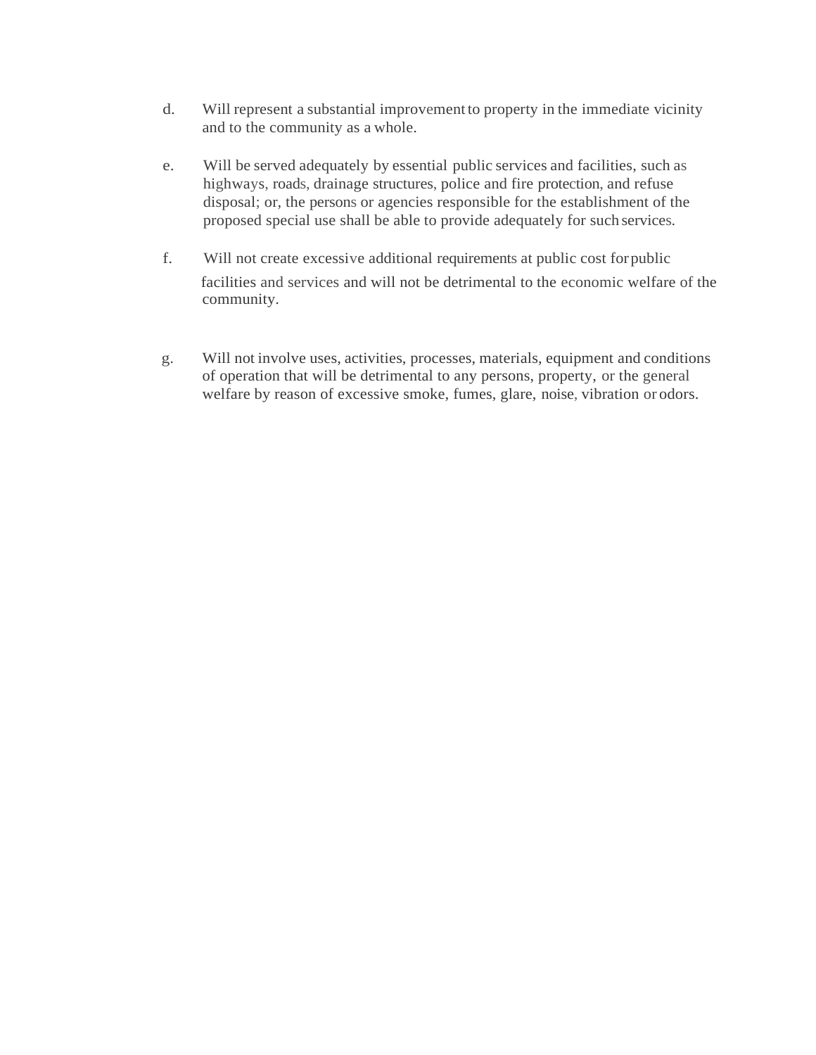d. Will represent a substantial improvement to property in the immediate vicinity and to the community as a whole.

e. Will be served adequately by essential public services and facilities, such as highways, roads, drainage structures, police and fire protection, and refuse disposal; or, the persons or agencies responsible for the establishment of the proposed special use shall be able to provide adequately for such services.

f. Will not create excessive additional requirements at public cost for public facilities and services and will not be detrimental to the economic welfare of the community.

g. Will not involve uses, activities, processes, materials, equipment and conditions of operation that will be detrimental to any persons, property, or the general welfare by reason of excessive smoke, fumes, glare, noise, vibration or odors.